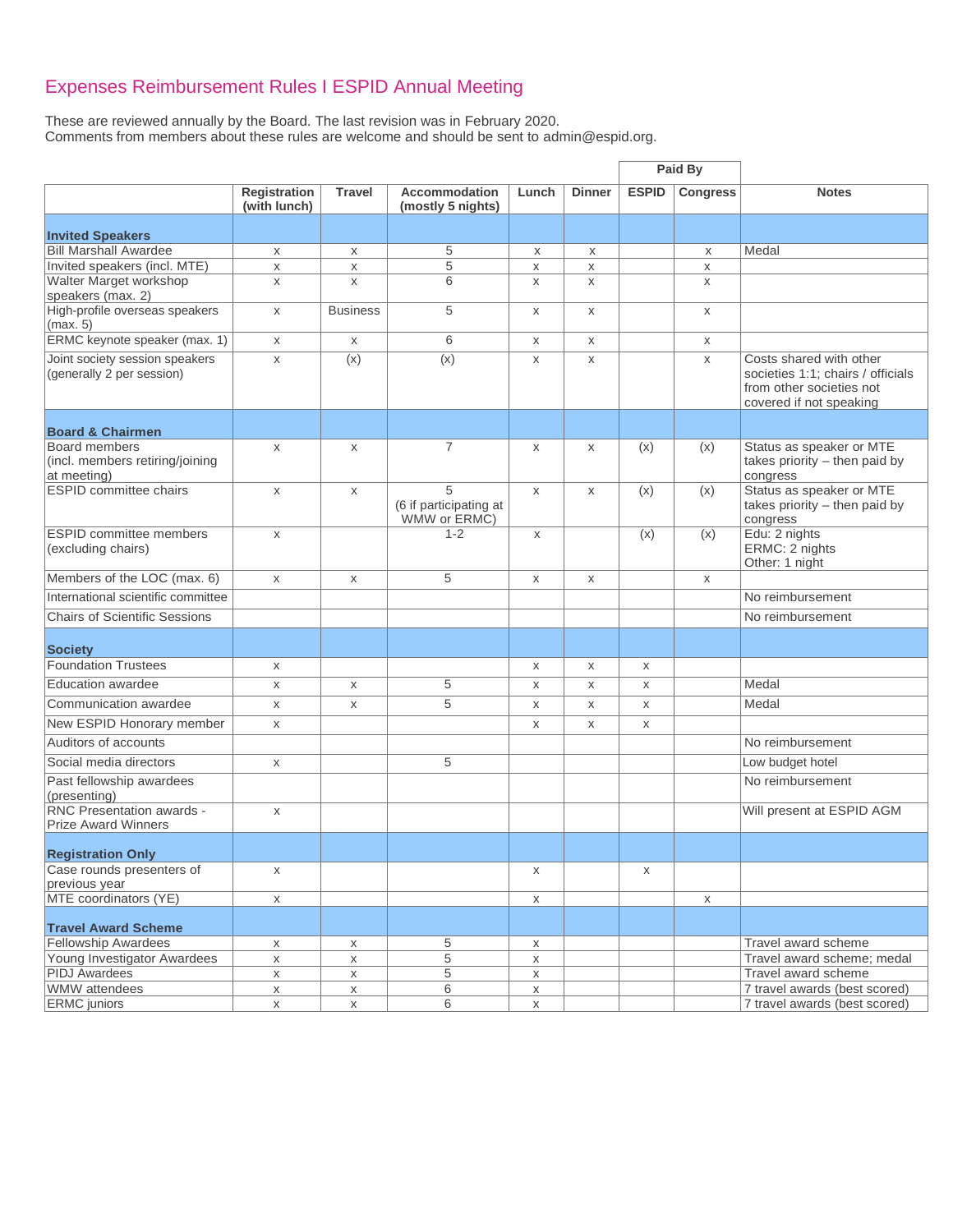# Expenses Reimbursement Rules I ESPID Annual Meeting

These are reviewed annually by the Board. The last revision was in February 2020.
Comments from members about these rules are welcome and should be sent to admin@espid.org.

| | Registration (with lunch) | Travel | Accommodation (mostly 5 nights) | Lunch | Dinner | Paid By ESPID | Paid By Congress | Notes |
|---|---|---|---|---|---|---|---|---|
| **Invited Speakers** | | | | | | | | |
| Bill Marshall Awardee | x | x | 5 | x | x | | x | Medal |
| Invited speakers (incl. MTE) | x | x | 5 | x | x | | x | |
| Walter Marget workshop speakers (max. 2) | x | x | 6 | x | x | | x | |
| High-profile overseas speakers (max. 5) | x | Business | 5 | x | x | | x | |
| ERMC keynote speaker (max. 1) | x | x | 6 | x | x | | x | |
| Joint society session speakers (generally 2 per session) | x | (x) | (x) | x | x | | x | Costs shared with other societies 1:1; chairs / officials from other societies not covered if not speaking |
| **Board & Chairmen** | | | | | | | | |
| Board members (incl. members retiring/joining at meeting) | x | x | 7 | x | x | (x) | (x) | Status as speaker or MTE takes priority – then paid by congress |
| ESPID committee chairs | x | x | 5 (6 if participating at WMW or ERMC) | x | x | (x) | (x) | Status as speaker or MTE takes priority – then paid by congress |
| ESPID committee members (excluding chairs) | x | | 1-2 | x | | (x) | (x) | Edu: 2 nights ERMC: 2 nights Other: 1 night |
| Members of the LOC (max. 6) | x | x | 5 | x | x | | x | |
| International scientific committee | | | | | | | | No reimbursement |
| Chairs of Scientific Sessions | | | | | | | | No reimbursement |
| **Society** | | | | | | | | |
| Foundation Trustees | x | | | x | x | x | | |
| Education awardee | x | x | 5 | x | x | x | | Medal |
| Communication awardee | x | x | 5 | x | x | x | | Medal |
| New ESPID Honorary member | x | | | x | x | x | | |
| Auditors of accounts | | | | | | | | No reimbursement |
| Social media directors | x | | 5 | | | | | Low budget hotel |
| Past fellowship awardees (presenting) | | | | | | | | No reimbursement |
| RNC Presentation awards - Prize Award Winners | x | | | | | | | Will present at ESPID AGM |
| **Registration Only** | | | | | | | | |
| Case rounds presenters of previous year | x | | | x | | x | | |
| MTE coordinators (YE) | x | | | x | | | x | |
| **Travel Award Scheme** | | | | | | | | |
| Fellowship Awardees | x | x | 5 | x | | | | Travel award scheme |
| Young Investigator Awardees | x | x | 5 | x | | | | Travel award scheme; medal |
| PIDJ Awardees | x | x | 5 | x | | | | Travel award scheme |
| WMW attendees | x | x | 6 | x | | | | 7 travel awards (best scored) |
| ERMC juniors | x | x | 6 | x | | | | 7 travel awards (best scored) |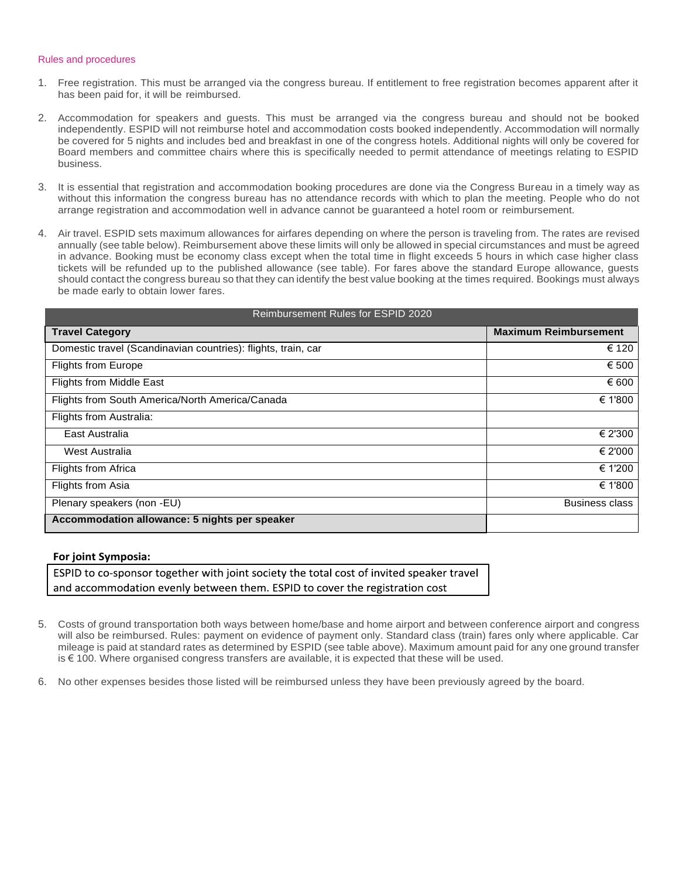## Rules and procedures

1. Free registration. This must be arranged via the congress bureau. If entitlement to free registration becomes apparent after it has been paid for, it will be reimbursed.

2. Accommodation for speakers and guests. This must be arranged via the congress bureau and should not be booked independently. ESPID will not reimburse hotel and accommodation costs booked independently. Accommodation will normally be covered for 5 nights and includes bed and breakfast in one of the congress hotels. Additional nights will only be covered for Board members and committee chairs where this is specifically needed to permit attendance of meetings relating to ESPID business.

3. It is essential that registration and accommodation booking procedures are done via the Congress Bureau in a timely way as without this information the congress bureau has no attendance records with which to plan the meeting. People who do not arrange registration and accommodation well in advance cannot be guaranteed a hotel room or reimbursement.

4. Air travel. ESPID sets maximum allowances for airfares depending on where the person is traveling from. The rates are revised annually (see table below). Reimbursement above these limits will only be allowed in special circumstances and must be agreed in advance. Booking must be economy class except when the total time in flight exceeds 5 hours in which case higher class tickets will be refunded up to the published allowance (see table). For fares above the standard Europe allowance, guests should contact the congress bureau so that they can identify the best value booking at the times required. Bookings must always be made early to obtain lower fares.

| Reimbursement Rules for ESPID 2020 | |
|---|---|
| **Travel Category** | **Maximum Reimbursement** |
| Domestic travel (Scandinavian countries): flights, train, car | € 120 |
| Flights from Europe | € 500 |
| Flights from Middle East | € 600 |
| Flights from South America/North America/Canada | € 1'800 |
| Flights from Australia: | |
| East Australia | € 2'300 |
| West Australia | € 2'000 |
| Flights from Africa | € 1'200 |
| Flights from Asia | € 1'800 |
| Plenary speakers (non -EU) | Business class |
| **Accommodation allowance: 5 nights per speaker** | |

**For joint Symposia:**

ESPID to co-sponsor together with joint society the total cost of invited speaker travel and accommodation evenly between them. ESPID to cover the registration cost

5. Costs of ground transportation both ways between home/base and home airport and between conference airport and congress will also be reimbursed. Rules: payment on evidence of payment only. Standard class (train) fares only where applicable. Car mileage is paid at standard rates as determined by ESPID (see table above). Maximum amount paid for any one ground transfer is € 100. Where organised congress transfers are available, it is expected that these will be used.

6. No other expenses besides those listed will be reimbursed unless they have been previously agreed by the board.